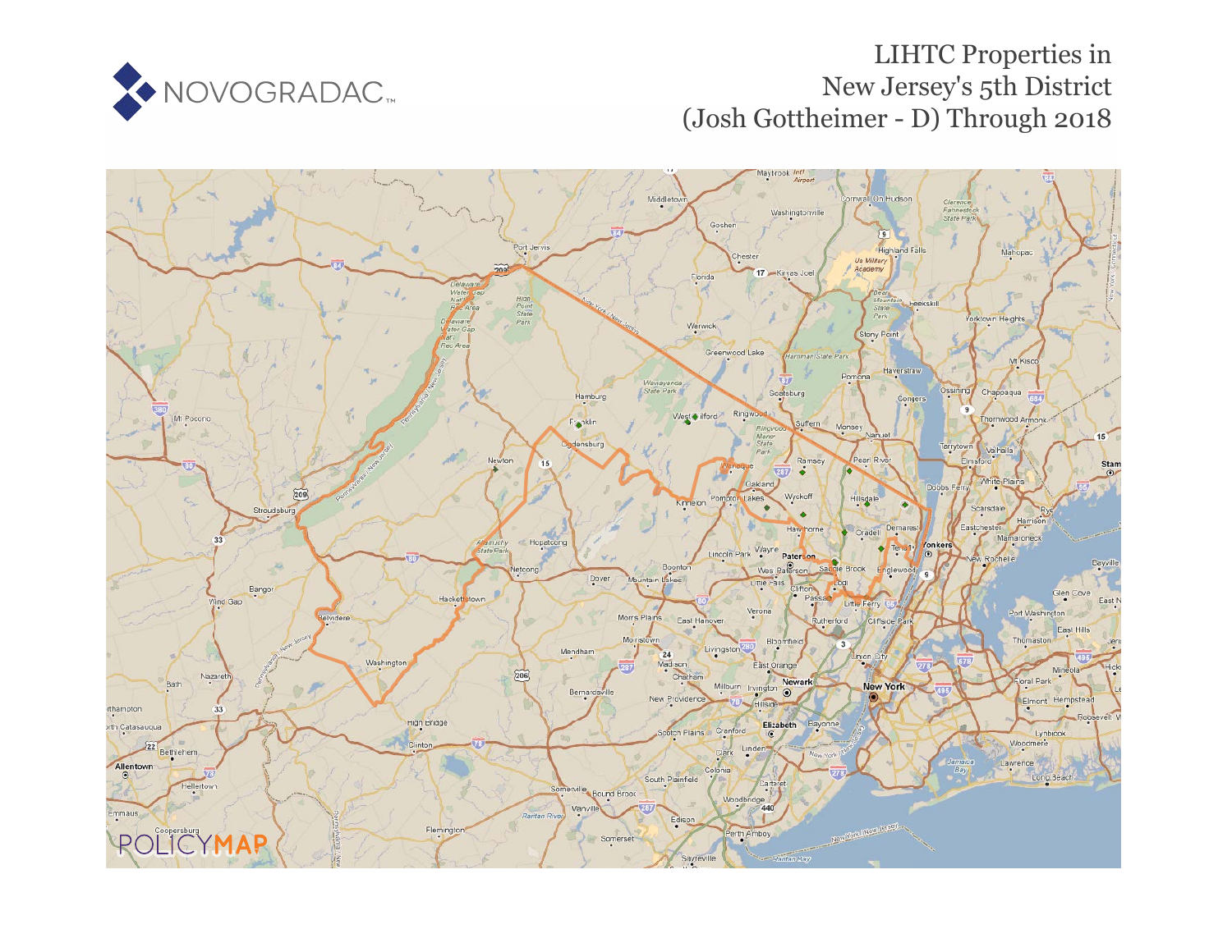NOVOGRADAC

# LIHTC Properties in New Jersey's 5th District (Josh Gottheimer - D) Through 2018

POLICYMAP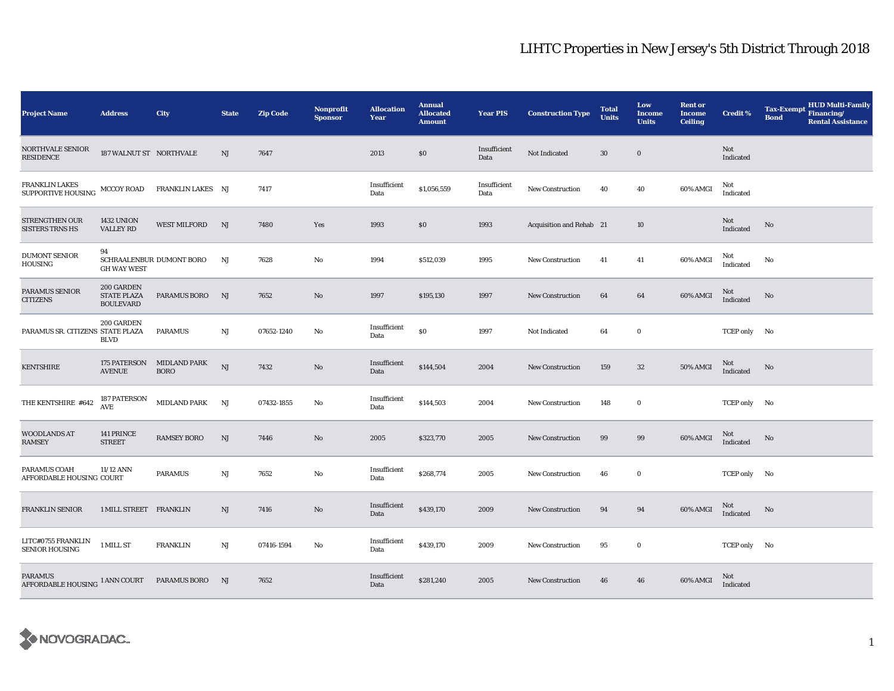# LIHTC Properties in New Jersey's 5th District Through 2018

| Project Name | Address | City | State | Zip Code | Nonprofit Sponsor | Allocation Year | Annual Allocated Amount | Year PIS | Construction Type | Total Units | Low Income Units | Rent or Income Ceiling | Credit % | Tax-Exempt Bond | HUD Multi-Family Financing/ Rental Assistance |
|---|---|---|---|---|---|---|---|---|---|---|---|---|---|---|---|
| NORTHVALE SENIOR RESIDENCE | 187 WALNUT ST | NORTHVALE | NJ | 7647 | | 2013 | $0 | Insufficient Data | Not Indicated | 30 | 0 | | Not Indicated | | |
| FRANKLIN LAKES SUPPORTIVE HOUSING | MCCOY ROAD | FRANKLIN LAKES | NJ | 7417 | | Insufficient Data | $1,056,559 | Insufficient Data | New Construction | 40 | 40 | 60% AMGI | Not Indicated | | |
| STRENGTHEN OUR SISTERS TRNS HS | 1432 UNION VALLEY RD | WEST MILFORD | NJ | 7480 | Yes | 1993 | $0 | 1993 | Acquisition and Rehab | 21 | 10 | | Not Indicated | No | |
| DUMONT SENIOR HOUSING | 94 SCHRAALENBURGH WAY WEST | DUMONT BORO | NJ | 7628 | No | 1994 | $512,039 | 1995 | New Construction | 41 | 41 | 60% AMGI | Not Indicated | No | |
| PARAMUS SENIOR CITIZENS | 200 GARDEN STATE PLAZA BOULEVARD | PARAMUS BORO | NJ | 7652 | No | 1997 | $195,130 | 1997 | New Construction | 64 | 64 | 60% AMGI | Not Indicated | No | |
| PARAMUS SR. CITIZENS | 200 GARDEN STATE PLAZA BLVD | PARAMUS | NJ | 07652-1240 | No | Insufficient Data | $0 | 1997 | Not Indicated | 64 | 0 | | TCEP only | No | |
| KENTSHIRE | 175 PATERSON AVENUE | MIDLAND PARK BORO | NJ | 7432 | No | Insufficient Data | $144,504 | 2004 | New Construction | 159 | 32 | 50% AMGI | Not Indicated | No | |
| THE KENTSHIRE #642 | 187 PATERSON AVE | MIDLAND PARK | NJ | 07432-1855 | No | Insufficient Data | $144,503 | 2004 | New Construction | 148 | 0 | | TCEP only | No | |
| WOODLANDS AT RAMSEY | 141 PRINCE STREET | RAMSEY BORO | NJ | 7446 | No | 2005 | $323,770 | 2005 | New Construction | 99 | 99 | 60% AMGI | Not Indicated | No | |
| PARAMUS COAH AFFORDABLE HOUSING | 11/12 ANN COURT | PARAMUS | NJ | 7652 | No | Insufficient Data | $268,774 | 2005 | New Construction | 46 | 0 | | TCEP only | No | |
| FRANKLIN SENIOR | 1 MILL STREET | FRANKLIN | NJ | 7416 | No | Insufficient Data | $439,170 | 2009 | New Construction | 94 | 94 | 60% AMGI | Not Indicated | No | |
| LITC#0755 FRANKLIN SENIOR HOUSING | 1 MILL ST | FRANKLIN | NJ | 07416-1594 | No | Insufficient Data | $439,170 | 2009 | New Construction | 95 | 0 | | TCEP only | No | |
| PARAMUS AFFORDABLE HOUSING | 1 ANN COURT | PARAMUS BORO | NJ | 7652 | | Insufficient Data | $281,240 | 2005 | New Construction | 46 | 46 | 60% AMGI | Not Indicated | | |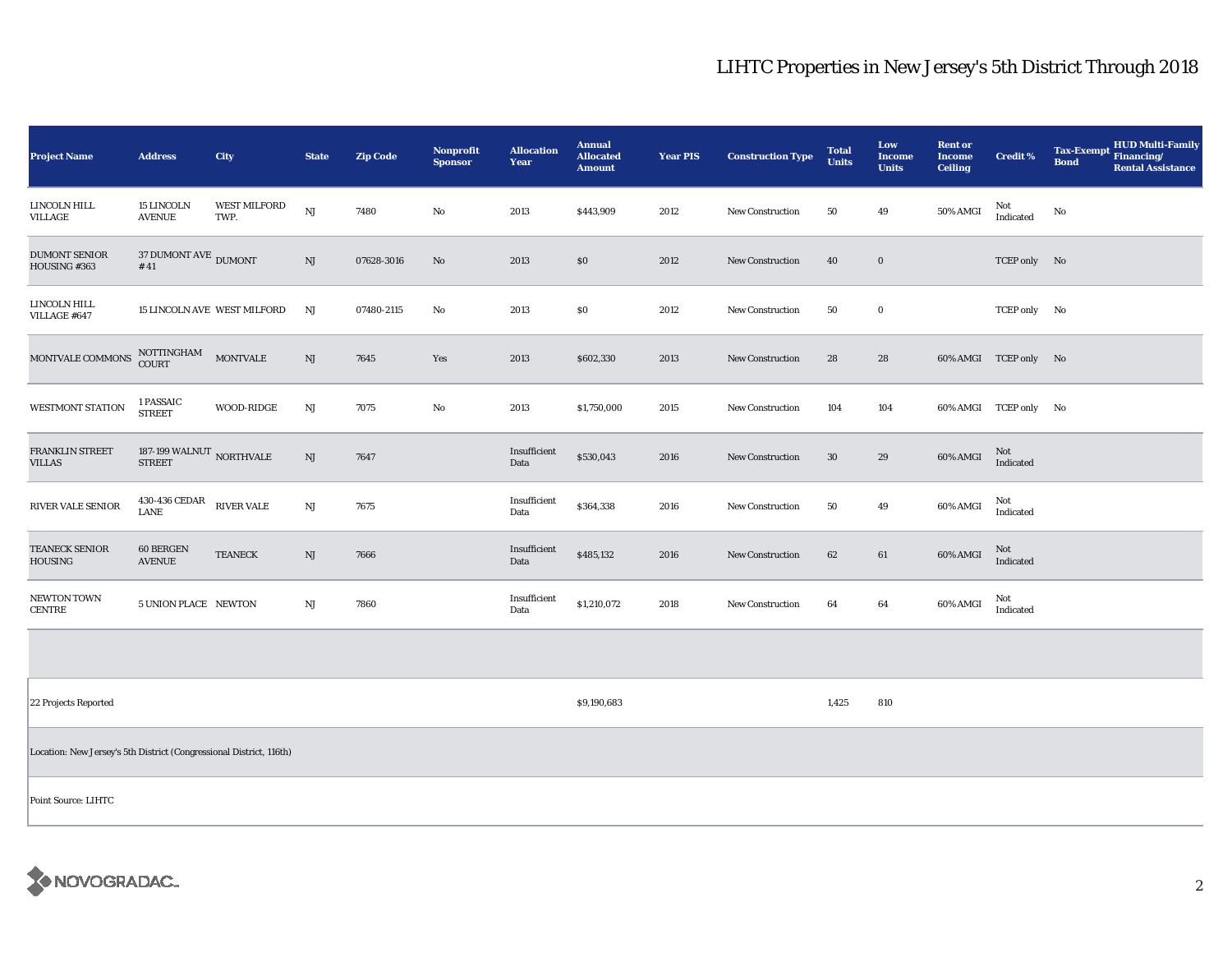# LIHTC Properties in New Jersey's 5th District Through 2018

| Project Name | Address | City | State | Zip Code | Nonprofit Sponsor | Allocation Year | Annual Allocated Amount | Year PIS | Construction Type | Total Units | Low Income Units | Rent or Income Ceiling | Credit % | Tax-Exempt Bond | HUD Multi-Family Financing/ Rental Assistance |
|---|---|---|---|---|---|---|---|---|---|---|---|---|---|---|---|
| LINCOLN HILL VILLAGE | 15 LINCOLN AVENUE | WEST MILFORD TWP. | NJ | 7480 | No | 2013 | $443,909 | 2012 | New Construction | 50 | 49 | 50% AMGI | Not Indicated | No | |
| DUMONT SENIOR HOUSING #363 | 37 DUMONT AVE #41 | DUMONT | NJ | 07628-3016 | No | 2013 | $0 | 2012 | New Construction | 40 | 0 | | TCEP only | No | |
| LINCOLN HILL VILLAGE #647 | 15 LINCOLN AVE | WEST MILFORD | NJ | 07480-2115 | No | 2013 | $0 | 2012 | New Construction | 50 | 0 | | TCEP only | No | |
| MONTVALE COMMONS | NOTTINGHAM COURT | MONTVALE | NJ | 7645 | Yes | 2013 | $602,330 | 2013 | New Construction | 28 | 28 | 60% AMGI | TCEP only | No | |
| WESTMONT STATION | 1 PASSAIC STREET | WOOD-RIDGE | NJ | 7075 | No | 2013 | $1,750,000 | 2015 | New Construction | 104 | 104 | 60% AMGI | TCEP only | No | |
| FRANKLIN STREET VILLAS | 187-199 WALNUT STREET | NORTHVALE | NJ | 7647 | | Insufficient Data | $530,043 | 2016 | New Construction | 30 | 29 | 60% AMGI | Not Indicated | | |
| RIVER VALE SENIOR | 430-436 CEDAR LANE | RIVER VALE | NJ | 7675 | | Insufficient Data | $364,338 | 2016 | New Construction | 50 | 49 | 60% AMGI | Not Indicated | | |
| TEANECK SENIOR HOUSING | 60 BERGEN AVENUE | TEANECK | NJ | 7666 | | Insufficient Data | $485,132 | 2016 | New Construction | 62 | 61 | 60% AMGI | Not Indicated | | |
| NEWTON TOWN CENTRE | 5 UNION PLACE | NEWTON | NJ | 7860 | | Insufficient Data | $1,210,072 | 2018 | New Construction | 64 | 64 | 60% AMGI | Not Indicated | | |
| | | | | | | | | | | | | | | | |
| 22 Projects Reported | | | | | | | $9,190,683 | | | 1,425 | 810 | | | | |

Location: New Jersey's 5th District (Congressional District, 116th)

Point Source: LIHTC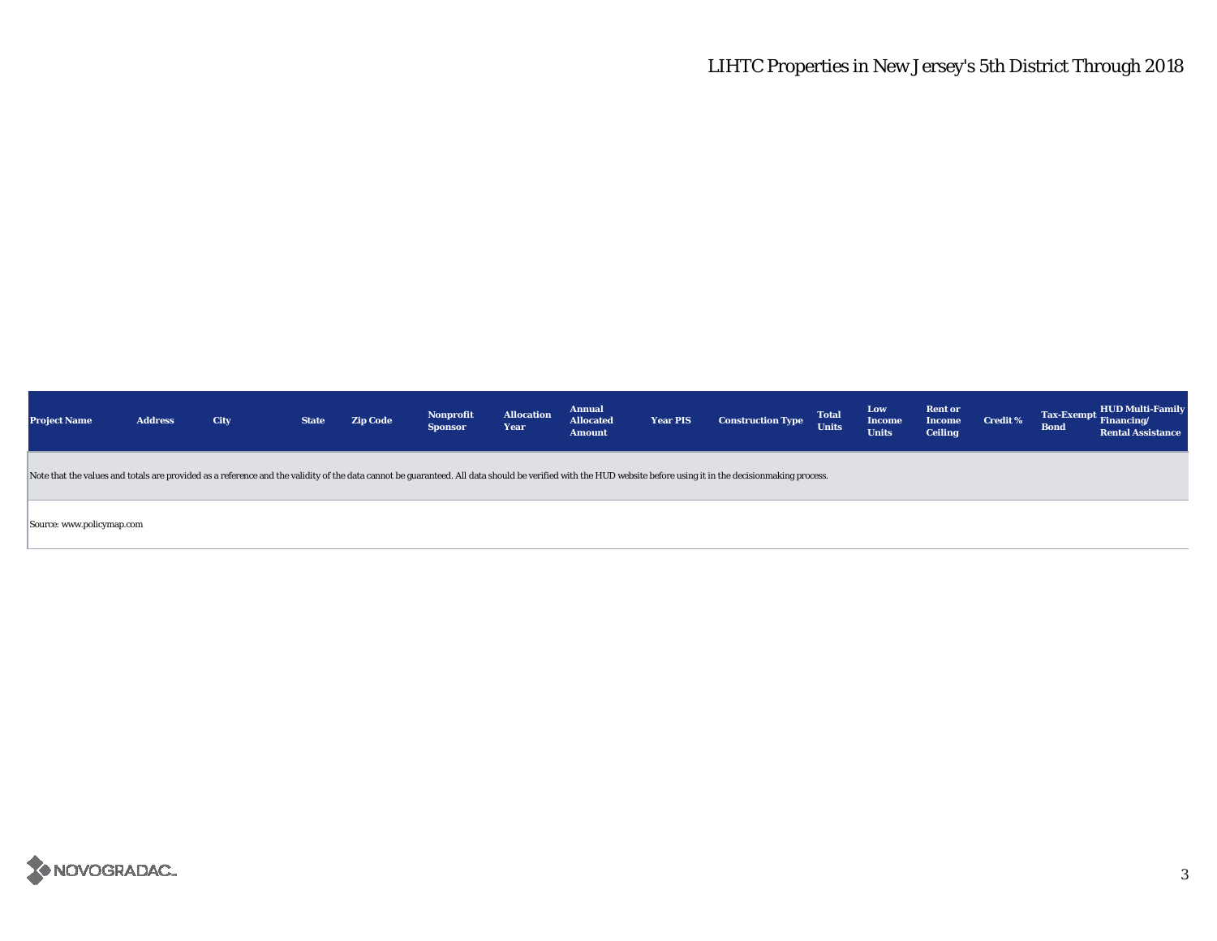# LIHTC Properties in New Jersey's 5th District Through 2018

| Project Name | Address | City | State | Zip Code | Nonprofit Sponsor | Allocation Year | Annual Allocated Amount | Year PIS | Construction Type | Total Units | Low Income Units | Rent or Income Ceiling | Credit % | Tax-Exempt Bond | HUD Multi-Family Financing/ Rental Assistance |
|---|---|---|---|---|---|---|---|---|---|---|---|---|---|---|---|

Note that the values and totals are provided as a reference and the validity of the data cannot be guaranteed. All data should be verified with the HUD website before using it in the decisionmaking process.

Source: www.policymap.com